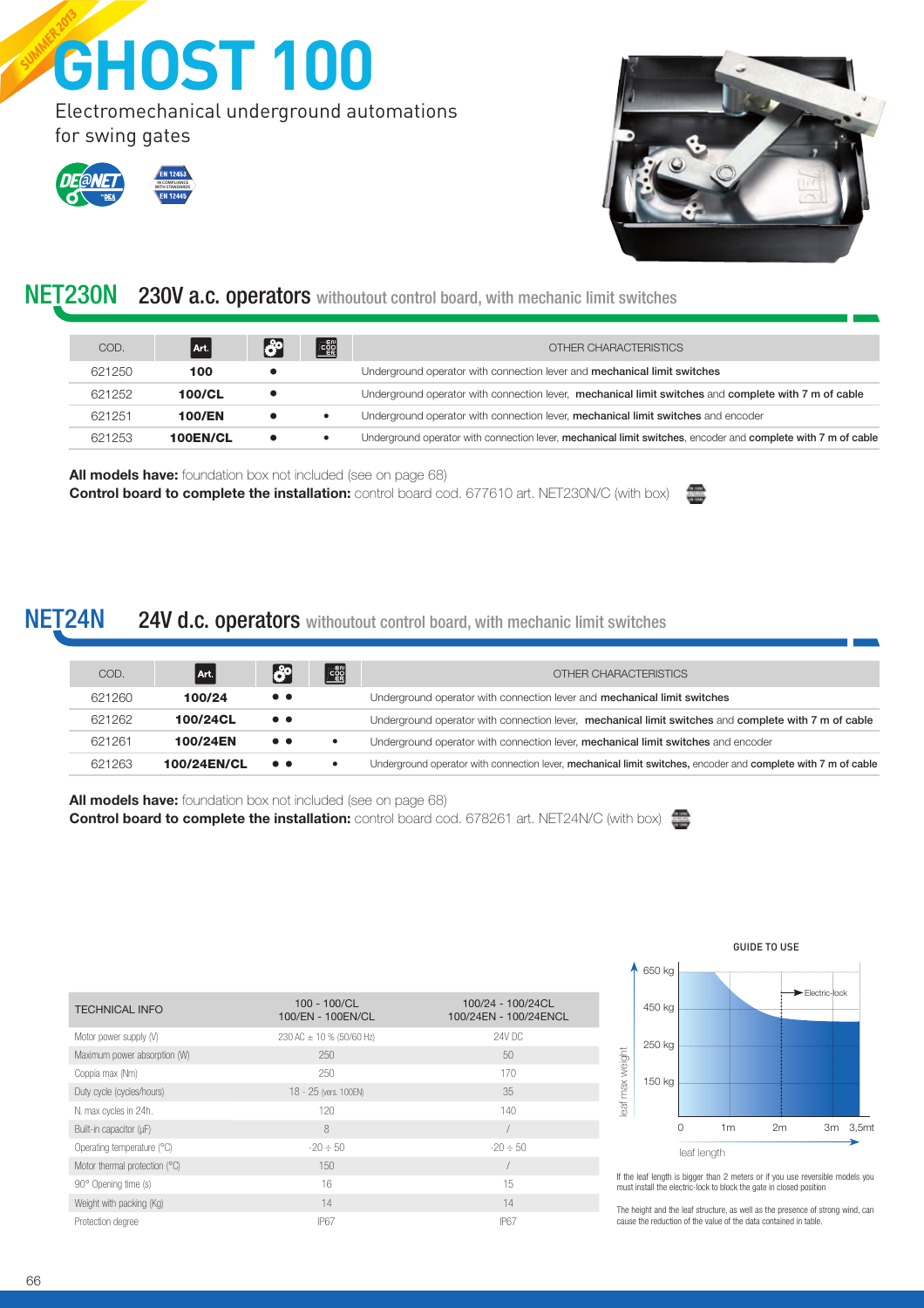# GHOST 100

Electromechanical underground automations for swing gates

## NET230N 230V a.c. operators withoutout control board, with mechanic limit switches

| COD. | Art. | | | OTHER CHARACTERISTICS |
|---|---|---|---|---|
| 621250 | **100** | ● | | Underground operator with connection lever and **mechanical limit switches** |
| 621252 | **100/CL** | ● | | Underground operator with connection lever, **mechanical limit switches** and **complete with 7 m of cable** |
| 621251 | **100/EN** | ● | • | Underground operator with connection lever, **mechanical limit switches** and encoder |
| 621253 | **100EN/CL** | ● | • | Underground operator with connection lever, **mechanical limit switches**, encoder and **complete with 7 m of cable** |

**All models have:** foundation box not included (see on page 68)
**Control board to complete the installation:** control board cod. 677610 art. NET230N/C (with box)

## NET24N 24V d.c. operators withoutout control board, with mechanic limit switches

| COD. | Art. | | | OTHER CHARACTERISTICS |
|---|---|---|---|---|
| 621260 | **100/24** | ● ● | | Underground operator with connection lever and **mechanical limit switches** |
| 621262 | **100/24CL** | ● ● | | Underground operator with connection lever, **mechanical limit switches** and **complete with 7 m of cable** |
| 621261 | **100/24EN** | ● ● | • | Underground operator with connection lever, **mechanical limit switches** and encoder |
| 621263 | **100/24EN/CL** | ● ● | • | Underground operator with connection lever, **mechanical limit switches,** encoder and **complete with 7 m of cable** |

**All models have:** foundation box not included (see on page 68)
**Control board to complete the installation:** control board cod. 678261 art. NET24N/C (with box)

| TECHNICAL INFO | 100 - 100/CL 100/EN - 100EN/CL | 100/24 - 100/24CL 100/24EN - 100/24ENCL |
|---|---|---|
| Motor power supply (V) | 230 AC ± 10 % (50/60 Hz) | 24V DC |
| Maximum power absorption (W) | 250 | 50 |
| Coppia max (Nm) | 250 | 170 |
| Duty cycle (cycles/hours) | 18 - 25 (vers. 100EN) | 35 |
| N. max cycles in 24h. | 120 | 140 |
| Built-in capacitor (µF) | 8 | / |
| Operating temperature (°C) | -20 ÷ 50 | -20 ÷ 50 |
| Motor thermal protection (°C) | 150 | / |
| 90° Opening time (s) | 16 | 15 |
| Weight with packing (Kg) | 14 | 14 |
| Protection degree | IP67 | IP67 |

GUIDE TO USE

If the leaf length is bigger than 2 meters or if you use reversible models you must install the electric-lock to block the gate in closed position

The height and the leaf structure, as well as the presence of strong wind, can cause the reduction of the value of the data contained in table.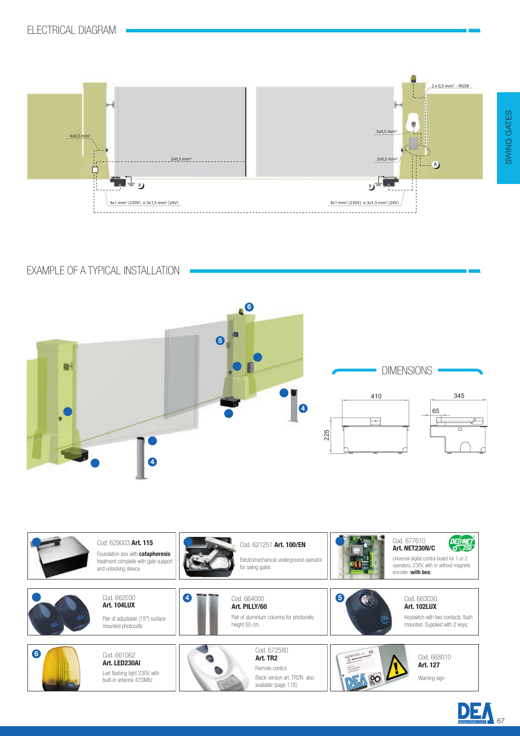## ELECTRICAL DIAGRAM

2 x 0,5 mm² - RG58

4x0,5 mm²

3x0,5 mm²

2x0,5 mm²

2x0,5 mm²

A

B

B

4x1 mm² (230V) o 3x1,5 mm² (24V)

4x1 mm² (230V) o 3x1,5 mm² (24V)

## EXAMPLE OF A TYPICAL INSTALLATION

## DIMENSIONS

410

345

65

225

Cod. 629003 **Art. 115**

Foundation box with **cataphoresis** treatment complete with gate support and unlocking device

Cod. 621251 **Art. 100/EN**

Electromechanical underground operator for swing gates

Cod. 677610 **Art. NET230N/C**

Universal digital control board for 1 or 2 operators, 230V, with or without magnetic encoder (**with box**)

Cod. 662030 **Art. 104LUX**

Pair of adjustable (15°) surface mounted photocells

4 Cod. 664000 **Art. PILLY/60**

Pair of aluminium columns for photocells, height 55 cm.

5 Cod. 663030 **Art. 102LUX**

Keyswitch with two contacts, flush mounted. Supplied with 2 keys.

6 Cod. 661062 **Art. LED230AI**

Led flashing light 230V with built-in antenna 433Mhz

Cod. 672580 **Art. TR2**

Remote control

Black version art. TR2N also available (page 118)

Cod. 668010 **Art. 127**

Warning sign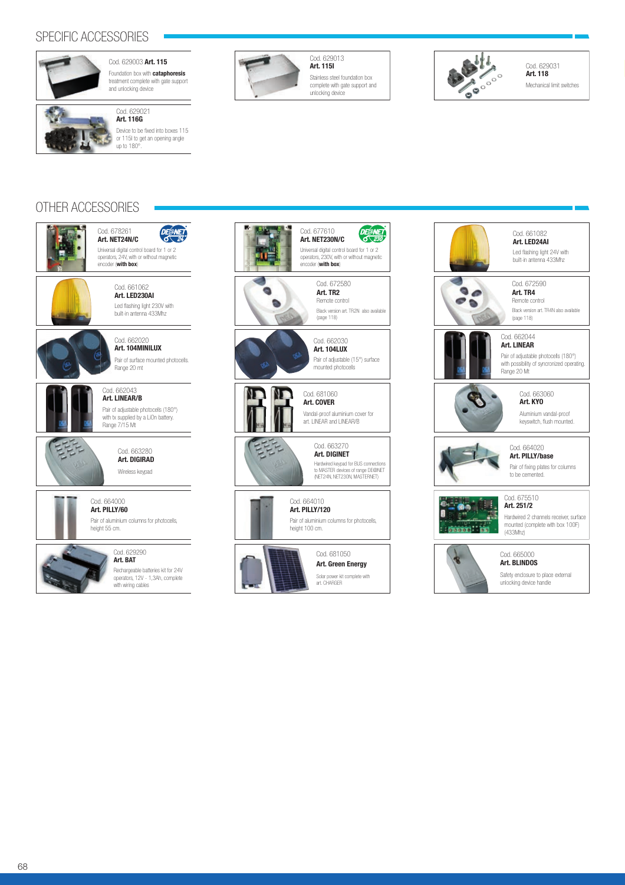## SPECIFIC ACCESSORIES

Cod. 629003 **Art. 115**
Foundation box with **cataphoresis** treatment complete with gate support and unlocking device

Cod. 629021
**Art. 116G**
Device to be fixed into boxes 115 or 115I to get an opening angle up to 180°.

Cod. 629013
**Art. 115I**
Stainless steel foundation box complete with gate support and unlocking device

Cod. 629031
**Art. 118**
Mechanical limit switches

## OTHER ACCESSORIES

Cod. 678261
**Art. NET24N/C**
Universal digital control board for 1 or 2 operators, 24V, with or without magnetic encoder (**with box**)

Cod. 661062
**Art. LED230AI**
Led flashing light 230V with built-in antenna 433Mhz

Cod. 662020
**Art. 104MINILUX**
Pair of surface mounted photocells. Range 20 mt

Cod. 662043
**Art. LINEAR/B**
Pair of adjustable photocells (180°) with tx supplied by a LiOn battery. Range 7/15 Mt

Cod. 663280
**Art. DIGIRAD**
Wireless keypad

Cod. 664000
**Art. PILLY/60**
Pair of aluminium columns for photocells, height 55 cm.

Cod. 629290
**Art. BAT**
Rechargeable batteries kit for 24V operators, 12V - 1,3Ah, complete with wiring cables

Cod. 677610
**Art. NET230N/C**
Universal digital control board for 1 or 2 operators, 230V, with or without magnetic encoder (**with box**)

Cod. 672580
**Art. TR2**
Remote control
Black version art. TR2N also available (page 118)

Cod. 662030
**Art. 104LUX**
Pair of adjustable (15°) surface mounted photocells

Cod. 681060
**Art. COVER**
Vandal-proof aluminium cover for art. LINEAR and LINEAR/B

Cod. 663270
**Art. DIGINET**
Hardwired keypad for BUS connections to MASTER devices of range DE@NET (NET24N, NET230N, MASTERNET)

Cod. 664010
**Art. PILLY/120**
Pair of aluminium columns for photocells, height 100 cm.

Cod. 681050
**Art. Green Energy**
Solar power kit complete with art. CHARGER

Cod. 661082
**Art. LED24AI**
Led flashing light 24V with built-in antenna 433Mhz

Cod. 672590
**Art. TR4**
Remote control
Black version art. TR4N also available (page 118)

Cod. 662044
**Art. LINEAR**
Pair of adjustable photocells (180°) with possibility of syncronized operating. Range 20 Mt

Cod. 663060
**Art. KYO**
Aluminium vandal-proof keyswitch, flush mounted.

Cod. 664020
**Art. PILLY/base**
Pair of fixing plates for columns to be cemented.

Cod. 675510
**Art. 251/2**
Hardwired 2 channels receiver, surface mounted (complete with box 100F) (433Mhz)

Cod. 665000
**Art. BLINDOS**
Safety enclosure to place external unlocking device handle